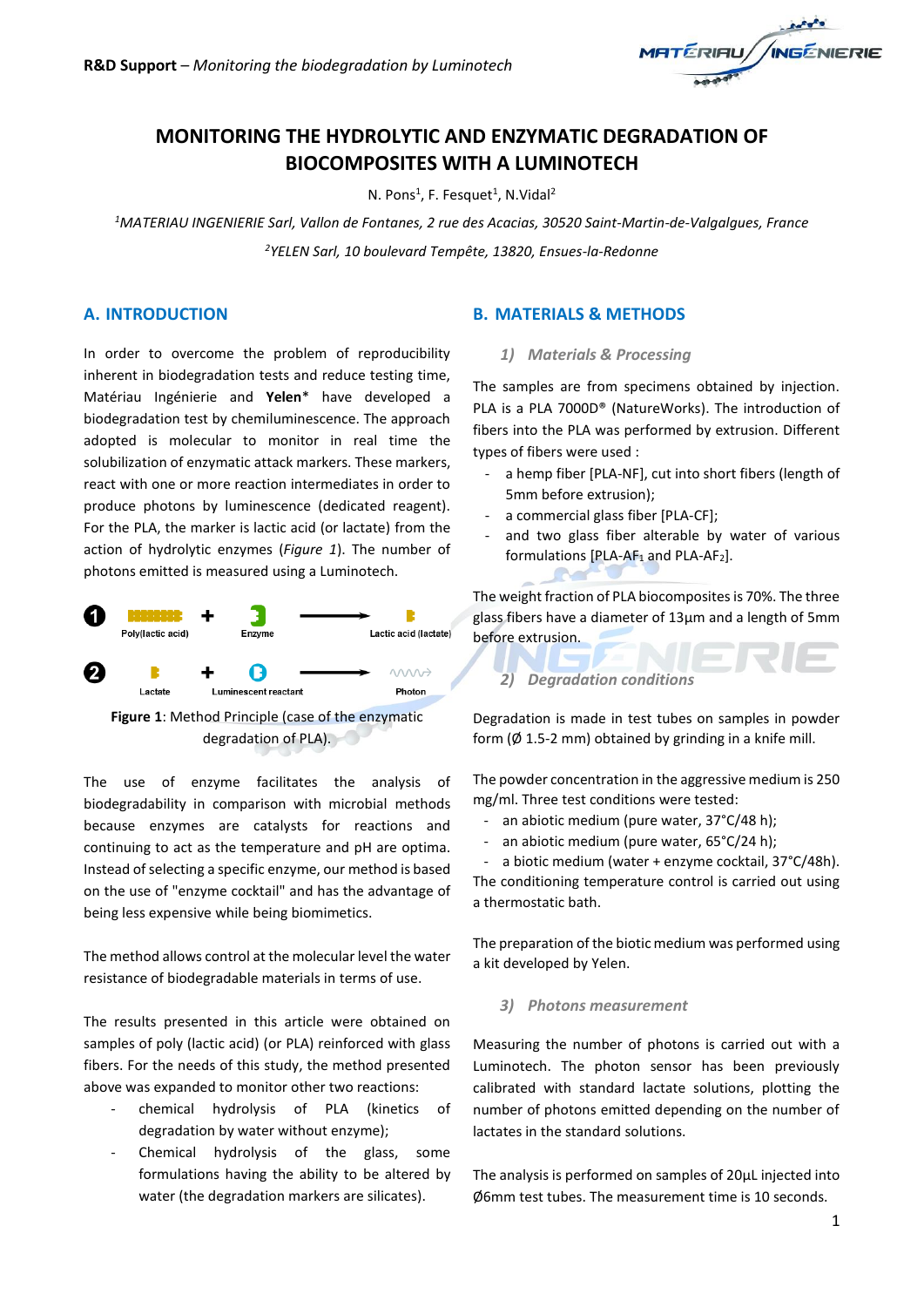# MONITORING THE HYDROLYTIC AND ENZYMATIC DEGRADATION OF BIOCOMPOSITES WITH A LUMINOTECH

N. Pons[1], F. Fesquet[1], N.Vidal[2]

[1]*MATERIAU INGENIERIE Sarl, Vallon de Fontanes, 2 rue des Acacias, 30520 Saint-Martin-de-Valgalgues, France*

[2]*YELEN Sarl, 10 boulevard Tempête, 13820, Ensues-la-Redonne*

## A. INTRODUCTION

In order to overcome the problem of reproducibility inherent in biodegradation tests and reduce testing time, Matériau Ingénierie and **Yelen*** have developed a biodegradation test by chemiluminescence. The approach adopted is molecular to monitor in real time the solubilization of enzymatic attack markers. These markers, react with one or more reaction intermediates in order to produce photons by luminescence (dedicated reagent). For the PLA, the marker is lactic acid (or lactate) from the action of hydrolytic enzymes (*Figure 1*). The number of photons emitted is measured using a Luminotech.

1 Poly(lactic acid) + Enzyme → Lactic acid (lactate)

2 Lactate + Luminescent reactant → Photon

**Figure 1**: Method Principle (case of the enzymatic degradation of PLA).

The use of enzyme facilitates the analysis of biodegradability in comparison with microbial methods because enzymes are catalysts for reactions and continuing to act as the temperature and pH are optima. Instead of selecting a specific enzyme, our method is based on the use of "enzyme cocktail" and has the advantage of being less expensive while being biomimetics.

The method allows control at the molecular level the water resistance of biodegradable materials in terms of use.

The results presented in this article were obtained on samples of poly (lactic acid) (or PLA) reinforced with glass fibers. For the needs of this study, the method presented above was expanded to monitor other two reactions:

- chemical hydrolysis of PLA (kinetics of degradation by water without enzyme);
- Chemical hydrolysis of the glass, some formulations having the ability to be altered by water (the degradation markers are silicates).

## B. MATERIALS & METHODS

### 1) Materials & Processing

The samples are from specimens obtained by injection. PLA is a PLA 7000D® (NatureWorks). The introduction of fibers into the PLA was performed by extrusion. Different types of fibers were used :

- a hemp fiber [PLA-NF], cut into short fibers (length of 5mm before extrusion);
- a commercial glass fiber [PLA-CF];
- and two glass fiber alterable by water of various formulations [PLA-$AF_1$ and PLA-$AF_2$].

The weight fraction of PLA biocomposites is 70%. The three glass fibers have a diameter of 13µm and a length of 5mm before extrusion.

### 2) Degradation conditions

Degradation is made in test tubes on samples in powder form (Ø 1.5-2 mm) obtained by grinding in a knife mill.

The powder concentration in the aggressive medium is 250 mg/ml. Three test conditions were tested:

- an abiotic medium (pure water, 37°C/48 h);
- an abiotic medium (pure water, 65°C/24 h);
- a biotic medium (water + enzyme cocktail, 37°C/48h).

The conditioning temperature control is carried out using a thermostatic bath.

The preparation of the biotic medium was performed using a kit developed by Yelen.

### 3) Photons measurement

Measuring the number of photons is carried out with a Luminotech. The photon sensor has been previously calibrated with standard lactate solutions, plotting the number of photons emitted depending on the number of lactates in the standard solutions.

The analysis is performed on samples of 20µL injected into Ø6mm test tubes. The measurement time is 10 seconds.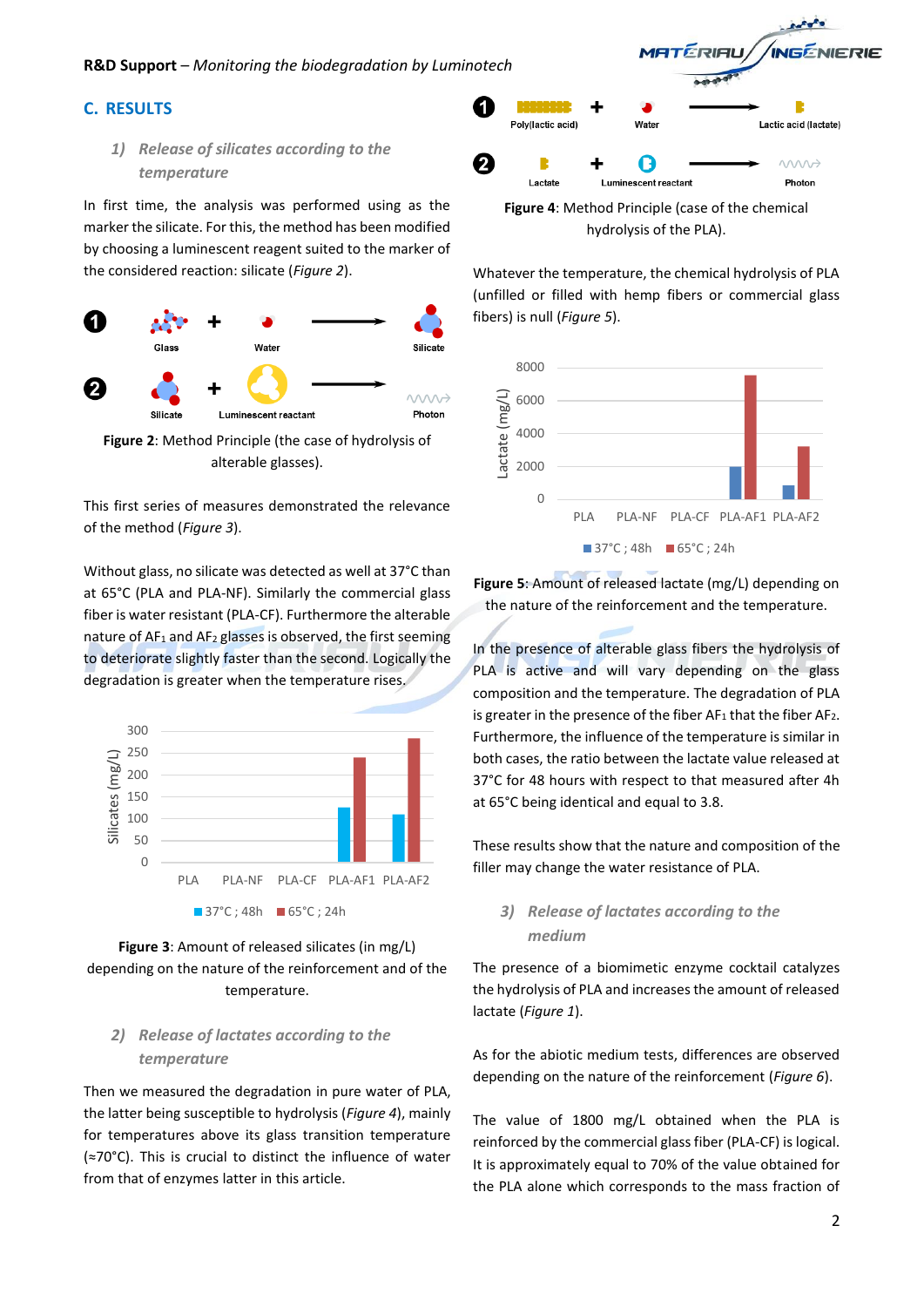## C. RESULTS

### 1) *Release of silicates according to the temperature*

In first time, the analysis was performed using as the marker the silicate. For this, the method has been modified by choosing a luminescent reagent suited to the marker of the considered reaction: silicate (*Figure 2*).

**Figure 2**: Method Principle (the case of hydrolysis of alterable glasses).

This first series of measures demonstrated the relevance of the method (*Figure 3*).

Without glass, no silicate was detected as well at 37°C than at 65°C (PLA and PLA-NF). Similarly the commercial glass fiber is water resistant (PLA-CF). Furthermore the alterable nature of $AF_1$ and $AF_2$ glasses is observed, the first seeming to deteriorate slightly faster than the second. Logically the degradation is greater when the temperature rises.

**Figure 3**: Amount of released silicates (in mg/L) depending on the nature of the reinforcement and of the temperature.

### 2) *Release of lactates according to the temperature*

Then we measured the degradation in pure water of PLA, the latter being susceptible to hydrolysis (*Figure 4*), mainly for temperatures above its glass transition temperature (≈70°C). This is crucial to distinct the influence of water from that of enzymes latter in this article.

**Figure 4**: Method Principle (case of the chemical hydrolysis of the PLA).

Whatever the temperature, the chemical hydrolysis of PLA (unfilled or filled with hemp fibers or commercial glass fibers) is null (*Figure 5*).

**Figure 5**: Amount of released lactate (mg/L) depending on the nature of the reinforcement and the temperature.

In the presence of alterable glass fibers the hydrolysis of PLA is active and will vary depending on the glass composition and the temperature. The degradation of PLA is greater in the presence of the fiber $AF_1$ that the fiber $AF_2$. Furthermore, the influence of the temperature is similar in both cases, the ratio between the lactate value released at 37°C for 48 hours with respect to that measured after 4h at 65°C being identical and equal to 3.8.

These results show that the nature and composition of the filler may change the water resistance of PLA.

### 3) *Release of lactates according to the medium*

The presence of a biomimetic enzyme cocktail catalyzes the hydrolysis of PLA and increases the amount of released lactate (*Figure 1*).

As for the abiotic medium tests, differences are observed depending on the nature of the reinforcement (*Figure 6*).

The value of 1800 mg/L obtained when the PLA is reinforced by the commercial glass fiber (PLA-CF) is logical. It is approximately equal to 70% of the value obtained for the PLA alone which corresponds to the mass fraction of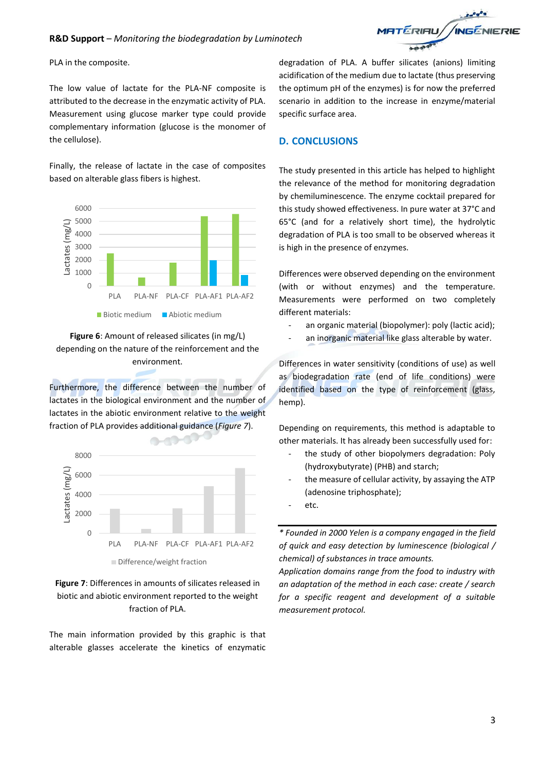PLA in the composite.

The low value of lactate for the PLA-NF composite is attributed to the decrease in the enzymatic activity of PLA. Measurement using glucose marker type could provide complementary information (glucose is the monomer of the cellulose).

Finally, the release of lactate in the case of composites based on alterable glass fibers is highest.

Lactates (mg/L)
6000
5000
4000
3000
2000
1000
0
PLA PLA-NF PLA-CF PLA-AF1 PLA-AF2
Biotic medium Abiotic medium

**Figure 6**: Amount of released silicates (in mg/L) depending on the nature of the reinforcement and the environment.

Furthermore, the difference between the number of lactates in the biological environment and the number of lactates in the abiotic environment relative to the weight fraction of PLA provides additional guidance (*Figure 7*).

Lactates (mg/L)
8000
6000
4000
2000
0
PLA PLA-NF PLA-CF PLA-AF1 PLA-AF2
Difference/weight fraction

**Figure 7**: Differences in amounts of silicates released in biotic and abiotic environment reported to the weight fraction of PLA.

The main information provided by this graphic is that alterable glasses accelerate the kinetics of enzymatic degradation of PLA. A buffer silicates (anions) limiting acidification of the medium due to lactate (thus preserving the optimum pH of the enzymes) is for now the preferred scenario in addition to the increase in enzyme/material specific surface area.

## D. CONCLUSIONS

The study presented in this article has helped to highlight the relevance of the method for monitoring degradation by chemiluminescence. The enzyme cocktail prepared for this study showed effectiveness. In pure water at 37°C and 65°C (and for a relatively short time), the hydrolytic degradation of PLA is too small to be observed whereas it is high in the presence of enzymes.

Differences were observed depending on the environment (with or without enzymes) and the temperature. Measurements were performed on two completely different materials:

- an organic material (biopolymer): poly (lactic acid);
- an inorganic material like glass alterable by water.

Differences in water sensitivity (conditions of use) as well as biodegradation rate (end of life conditions) were identified based on the type of reinforcement (glass, hemp).

Depending on requirements, this method is adaptable to other materials. It has already been successfully used for:

- the study of other biopolymers degradation: Poly (hydroxybutyrate) (PHB) and starch;
- the measure of cellular activity, by assaying the ATP (adenosine triphosphate);
- etc.

---

*\* Founded in 2000 Yelen is a company engaged in the field of quick and easy detection by luminescence (biological / chemical) of substances in trace amounts.*
*Application domains range from the food to industry with an adaptation of the method in each case: create / search for a specific reagent and development of a suitable measurement protocol.*